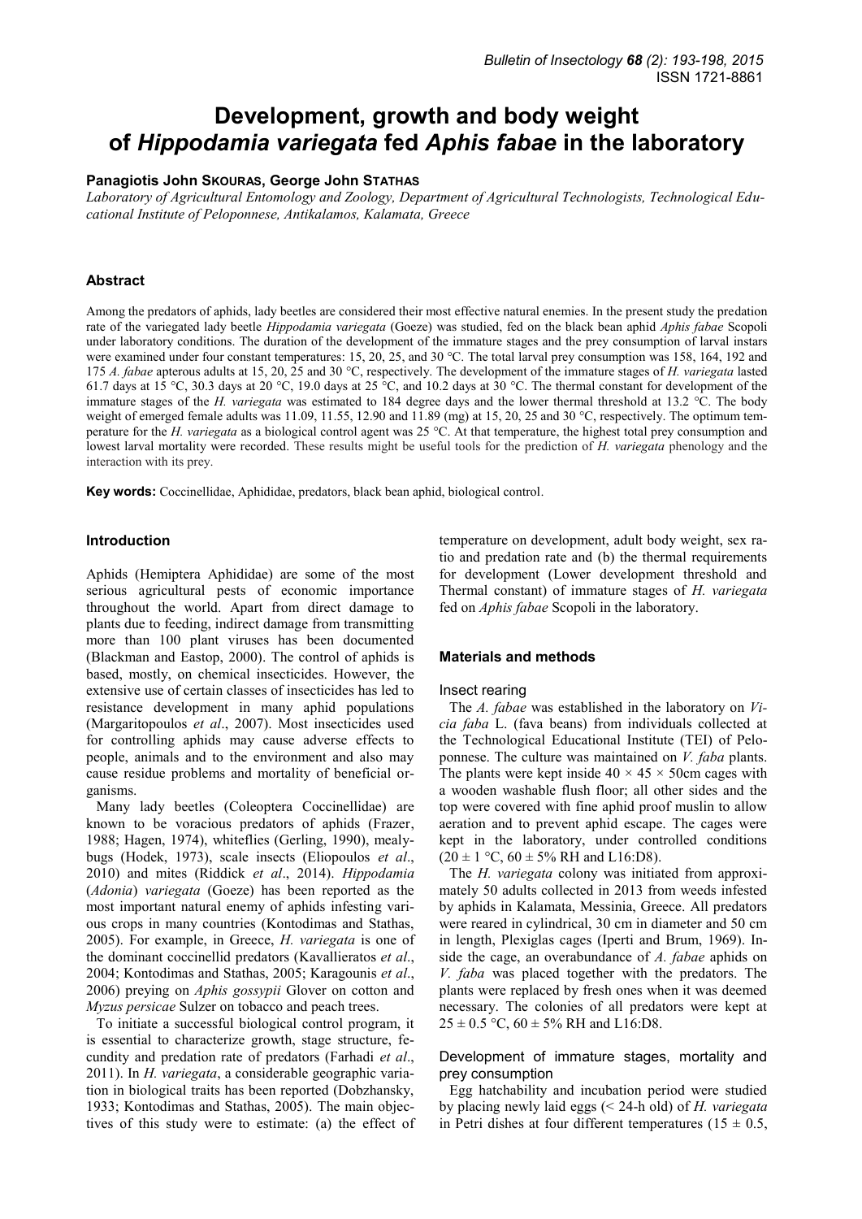# Development, growth and body weight of *Hippodamia variegata* fed *Aphis fabae* in the laboratory

**Panagiotis John Skouras, George John Stathas**

*Laboratory of Agricultural Entomology and Zoology, Department of Agricultural Technologists, Technological Educational Institute of Peloponnese, Antikalamos, Kalamata, Greece*

## Abstract

Among the predators of aphids, lady beetles are considered their most effective natural enemies. In the present study the predation rate of the variegated lady beetle *Hippodamia variegata* (Goeze) was studied, fed on the black bean aphid *Aphis fabae* Scopoli under laboratory conditions. The duration of the development of the immature stages and the prey consumption of larval instars were examined under four constant temperatures: 15, 20, 25, and 30 °C. The total larval prey consumption was 158, 164, 192 and 175 *A. fabae* apterous adults at 15, 20, 25 and 30 °C, respectively. The development of the immature stages of *H. variegata* lasted 61.7 days at 15 °C, 30.3 days at 20 °C, 19.0 days at 25 °C, and 10.2 days at 30 °C. The thermal constant for development of the immature stages of the *H. variegata* was estimated to 184 degree days and the lower thermal threshold at 13.2 °C. The body weight of emerged female adults was 11.09, 11.55, 12.90 and 11.89 (mg) at 15, 20, 25 and 30 °C, respectively. The optimum temperature for the *H. variegata* as a biological control agent was 25 °C. At that temperature, the highest total prey consumption and lowest larval mortality were recorded. These results might be useful tools for the prediction of *H. variegata* phenology and the interaction with its prey.

**Key words:** Coccinellidae, Aphididae, predators, black bean aphid, biological control.

## Introduction

Aphids (Hemiptera Aphididae) are some of the most serious agricultural pests of economic importance throughout the world. Apart from direct damage to plants due to feeding, indirect damage from transmitting more than 100 plant viruses has been documented (Blackman and Eastop, 2000). The control of aphids is based, mostly, on chemical insecticides. However, the extensive use of certain classes of insecticides has led to resistance development in many aphid populations (Margaritopoulos *et al*., 2007). Most insecticides used for controlling aphids may cause adverse effects to people, animals and to the environment and also may cause residue problems and mortality of beneficial organisms.

Many lady beetles (Coleoptera Coccinellidae) are known to be voracious predators of aphids (Frazer, 1988; Hagen, 1974), whiteflies (Gerling, 1990), mealybugs (Hodek, 1973), scale insects (Eliopoulos *et al*., 2010) and mites (Riddick *et al*., 2014). *Hippodamia* (*Adonia*) *variegata* (Goeze) has been reported as the most important natural enemy of aphids infesting various crops in many countries (Kontodimas and Stathas, 2005). For example, in Greece, *H. variegata* is one of the dominant coccinellid predators (Kavallieratos *et al*., 2004; Kontodimas and Stathas, 2005; Karagounis *et al*., 2006) preying on *Aphis gossypii* Glover on cotton and *Myzus persicae* Sulzer on tobacco and peach trees.

To initiate a successful biological control program, it is essential to characterize growth, stage structure, fecundity and predation rate of predators (Farhadi *et al*., 2011). In *H. variegata*, a considerable geographic variation in biological traits has been reported (Dobzhansky, 1933; Kontodimas and Stathas, 2005). The main objectives of this study were to estimate: (a) the effect of temperature on development, adult body weight, sex ratio and predation rate and (b) the thermal requirements for development (Lower development threshold and Thermal constant) of immature stages of *H. variegata* fed on *Aphis fabae* Scopoli in the laboratory.

## Materials and methods

### Insect rearing

The *A. fabae* was established in the laboratory on *Vicia faba* L. (fava beans) from individuals collected at the Technological Educational Institute (TEI) of Peloponnese. The culture was maintained on *V. faba* plants. The plants were kept inside 40 × 45 × 50cm cages with a wooden washable flush floor; all other sides and the top were covered with fine aphid proof muslin to allow aeration and to prevent aphid escape. The cages were kept in the laboratory, under controlled conditions (20 ± 1 °C, 60 ± 5% RH and L16:D8).

The *H. variegata* colony was initiated from approximately 50 adults collected in 2013 from weeds infested by aphids in Kalamata, Messinia, Greece. All predators were reared in cylindrical, 30 cm in diameter and 50 cm in length, Plexiglas cages (Iperti and Brum, 1969). Inside the cage, an overabundance of *A. fabae* aphids on *V. faba* was placed together with the predators. The plants were replaced by fresh ones when it was deemed necessary. The colonies of all predators were kept at 25 ± 0.5 °C, 60 ± 5% RH and L16:D8.

### Development of immature stages, mortality and prey consumption

Egg hatchability and incubation period were studied by placing newly laid eggs (< 24-h old) of *H. variegata* in Petri dishes at four different temperatures (15 ± 0.5,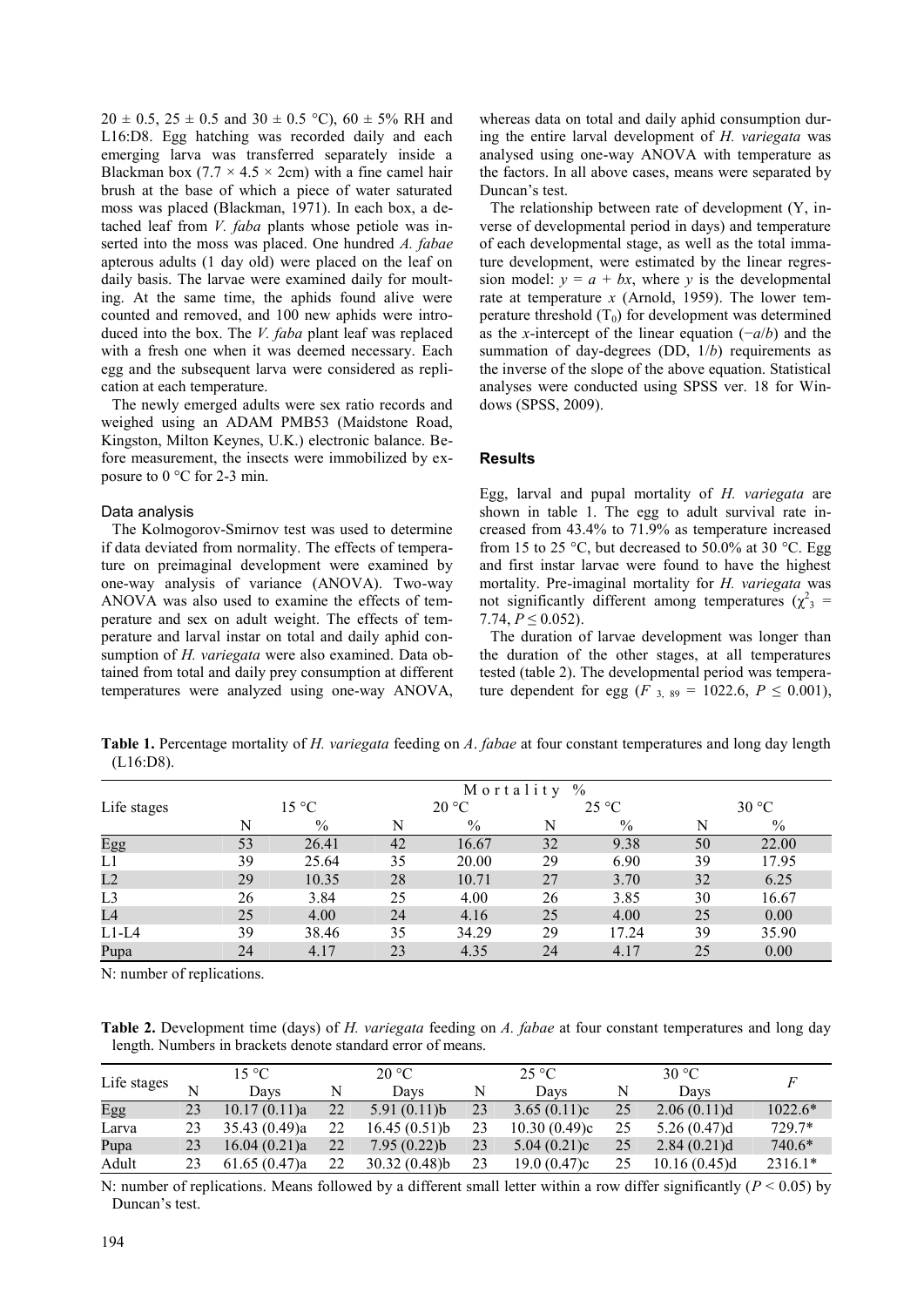20 ± 0.5, 25 ± 0.5 and 30 ± 0.5 °C), 60 ± 5% RH and L16:D8. Egg hatching was recorded daily and each emerging larva was transferred separately inside a Blackman box (7.7 × 4.5 × 2cm) with a fine camel hair brush at the base of which a piece of water saturated moss was placed (Blackman, 1971). In each box, a detached leaf from *V. faba* plants whose petiole was inserted into the moss was placed. One hundred *A. fabae* apterous adults (1 day old) were placed on the leaf on daily basis. The larvae were examined daily for moulting. At the same time, the aphids found alive were counted and removed, and 100 new aphids were introduced into the box. The *V. faba* plant leaf was replaced with a fresh one when it was deemed necessary. Each egg and the subsequent larva were considered as replication at each temperature.

The newly emerged adults were sex ratio records and weighed using an ADAM PMB53 (Maidstone Road, Kingston, Milton Keynes, U.K.) electronic balance. Before measurement, the insects were immobilized by exposure to 0 °C for 2-3 min.

### Data analysis

The Kolmogorov-Smirnov test was used to determine if data deviated from normality. The effects of temperature on preimaginal development were examined by one-way analysis of variance (ANOVA). Two-way ANOVA was also used to examine the effects of temperature and sex on adult weight. The effects of temperature and larval instar on total and daily aphid consumption of *H. variegata* were also examined. Data obtained from total and daily prey consumption at different temperatures were analyzed using one-way ANOVA, whereas data on total and daily aphid consumption during the entire larval development of *H. variegata* was analysed using one-way ANOVA with temperature as the factors. In all above cases, means were separated by Duncan's test.

The relationship between rate of development (Y, inverse of developmental period in days) and temperature of each developmental stage, as well as the total immature development, were estimated by the linear regression model: $y = a + bx$, where $y$ is the developmental rate at temperature $x$ (Arnold, 1959). The lower temperature threshold ($T_0$) for development was determined as the $x$-intercept of the linear equation ($-a/b$) and the summation of day-degrees (DD, $1/b$) requirements as the inverse of the slope of the above equation. Statistical analyses were conducted using SPSS ver. 18 for Windows (SPSS, 2009).

## Results

Egg, larval and pupal mortality of *H. variegata* are shown in table 1. The egg to adult survival rate increased from 43.4% to 71.9% as temperature increased from 15 to 25 °C, but decreased to 50.0% at 30 °C. Egg and first instar larvae were found to have the highest mortality. Pre-imaginal mortality for *H. variegata* was not significantly different among temperatures ($\chi^2_3$ = 7.74, $P \leq 0.052$).

The duration of larvae development was longer than the duration of the other stages, at all temperatures tested (table 2). The developmental period was temperature dependent for egg ($F_{3,\ 89}$ = 1022.6, $P \leq 0.001$),

**Table 1.** Percentage mortality of *H. variegata* feeding on *A*. *fabae* at four constant temperatures and long day length (L16:D8).

| Life stages | Mortality % | | | | | | | |
|---|---|---|---|---|---|---|---|---|
| | 15 °C | | 20 °C | | 25 °C | | 30 °C | |
| | N | % | N | % | N | % | N | % |
| Egg | 53 | 26.41 | 42 | 16.67 | 32 | 9.38 | 50 | 22.00 |
| L1 | 39 | 25.64 | 35 | 20.00 | 29 | 6.90 | 39 | 17.95 |
| L2 | 29 | 10.35 | 28 | 10.71 | 27 | 3.70 | 32 | 6.25 |
| L3 | 26 | 3.84 | 25 | 4.00 | 26 | 3.85 | 30 | 16.67 |
| L4 | 25 | 4.00 | 24 | 4.16 | 25 | 4.00 | 25 | 0.00 |
| L1-L4 | 39 | 38.46 | 35 | 34.29 | 29 | 17.24 | 39 | 35.90 |
| Pupa | 24 | 4.17 | 23 | 4.35 | 24 | 4.17 | 25 | 0.00 |

N: number of replications.

**Table 2.** Development time (days) of *H. variegata* feeding on *A. fabae* at four constant temperatures and long day length. Numbers in brackets denote standard error of means.

| Life stages | 15 °C | | 20 °C | | 25 °C | | 30 °C | | *F* |
|---|---|---|---|---|---|---|---|---|---|
| | N | Days | N | Days | N | Days | N | Days | |
| Egg | 23 | 10.17 (0.11)a | 22 | 5.91 (0.11)b | 23 | 3.65 (0.11)c | 25 | 2.06 (0.11)d | 1022.6* |
| Larva | 23 | 35.43 (0.49)a | 22 | 16.45 (0.51)b | 23 | 10.30 (0.49)c | 25 | 5.26 (0.47)d | 729.7* |
| Pupa | 23 | 16.04 (0.21)a | 22 | 7.95 (0.22)b | 23 | 5.04 (0.21)c | 25 | 2.84 (0.21)d | 740.6* |
| Adult | 23 | 61.65 (0.47)a | 22 | 30.32 (0.48)b | 23 | 19.0 (0.47)c | 25 | 10.16 (0.45)d | 2316.1* |

N: number of replications. Means followed by a different small letter within a row differ significantly ($P$ < 0.05) by Duncan's test.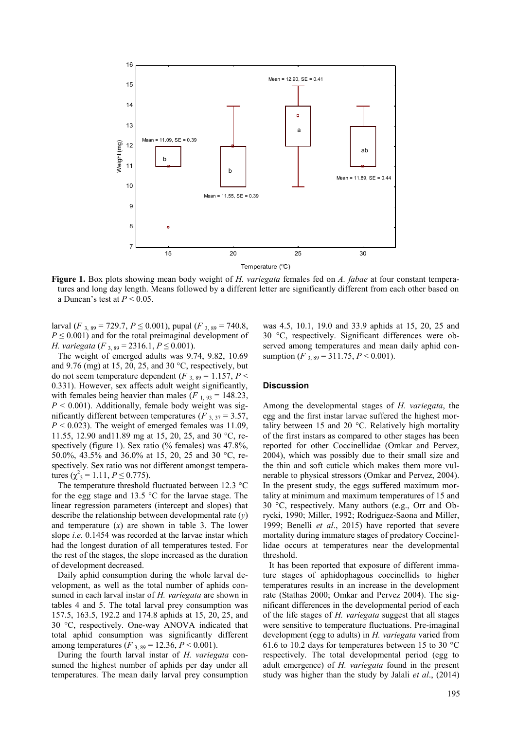**Figure 1.** Box plots showing mean body weight of *H. variegata* females fed on *A. fabae* at four constant temperatures and long day length. Means followed by a different letter are significantly different from each other based on a Duncan's test at $P < 0.05$.

larval ($F_{3, 89} = 729.7$, $P \leq 0.001$), pupal ($F_{3, 89} = 740.8$, $P \leq 0.001$) and for the total preimaginal development of *H. variegata* ($F_{3, 89} = 2316.1$, $P \leq 0.001$).

The weight of emerged adults was 9.74, 9.82, 10.69 and 9.76 (mg) at 15, 20, 25, and 30 °C, respectively, but do not seem temperature dependent ($F_{3, 89} = 1.157$, $P < 0.331$). However, sex affects adult weight significantly, with females being heavier than males ($F_{1, 93} = 148.23$, $P < 0.001$). Additionally, female body weight was significantly different between temperatures ($F_{3, 37} = 3.57$, $P < 0.023$). The weight of emerged females was 11.09, 11.55, 12.90 and11.89 mg at 15, 20, 25, and 30 °C, respectively (figure 1). Sex ratio (% females) was 47.8%, 50.0%, 43.5% and 36.0% at 15, 20, 25 and 30 °C, respectively. Sex ratio was not different amongst temperatures ($\chi^2_3 = 1.11$, $P \leq 0.775$).

The temperature threshold fluctuated between 12.3 °C for the egg stage and 13.5 °C for the larvae stage. The linear regression parameters (intercept and slopes) that describe the relationship between developmental rate ($y$) and temperature ($x$) are shown in table 3. The lower slope *i.e.* 0.1454 was recorded at the larvae instar which had the longest duration of all temperatures tested. For the rest of the stages, the slope increased as the duration of development decreased.

Daily aphid consumption during the whole larval development, as well as the total number of aphids consumed in each larval instar of *H. variegata* are shown in tables 4 and 5. The total larval prey consumption was 157.5, 163.5, 192.2 and 174.8 aphids at 15, 20, 25, and 30 °C, respectively. One-way ANOVA indicated that total aphid consumption was significantly different among temperatures ($F_{3, 89} = 12.36$, $P < 0.001$).

During the fourth larval instar of *H. variegata* consumed the highest number of aphids per day under all temperatures. The mean daily larval prey consumption was 4.5, 10.1, 19.0 and 33.9 aphids at 15, 20, 25 and 30 °C, respectively. Significant differences were observed among temperatures and mean daily aphid consumption ($F_{3, 89} = 311.75$, $P < 0.001$).

## Discussion

Among the developmental stages of *H. variegata*, the egg and the first instar larvae suffered the highest mortality between 15 and 20 °C. Relatively high mortality of the first instars as compared to other stages has been reported for other Coccinellidae (Omkar and Pervez, 2004), which was possibly due to their small size and the thin and soft cuticle which makes them more vulnerable to physical stressors (Omkar and Pervez, 2004). In the present study, the eggs suffered maximum mortality at minimum and maximum temperatures of 15 and 30 °C, respectively. Many authors (e.g., Orr and Obrycki, 1990; Miller, 1992; Rodriguez-Saona and Miller, 1999; Benelli *et al*., 2015) have reported that severe mortality during immature stages of predatory Coccinellidae occurs at temperatures near the developmental threshold.

It has been reported that exposure of different immature stages of aphidophagous coccinellids to higher temperatures results in an increase in the development rate (Stathas 2000; Omkar and Pervez 2004). The significant differences in the developmental period of each of the life stages of *H. variegata* suggest that all stages were sensitive to temperature fluctuations. Pre-imaginal development (egg to adults) in *H. variegata* varied from 61.6 to 10.2 days for temperatures between 15 to 30 °C respectively. The total developmental period (egg to adult emergence) of *H. variegata* found in the present study was higher than the study by Jalali *et al*., (2014)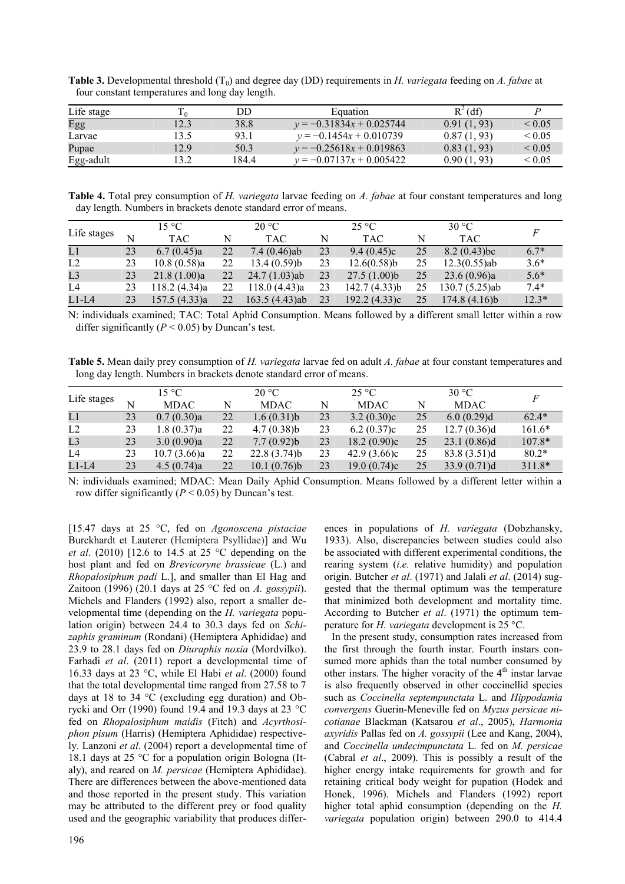**Table 3.** Developmental threshold ($T_0$) and degree day (DD) requirements in *H. variegata* feeding on *A. fabae* at four constant temperatures and long day length.

| Life stage | $T_0$ | DD | Equation | $R^2$ (df) | *P* |
|---|---|---|---|---|---|
| Egg | 12.3 | 38.8 | $y = -0.31834x + 0.025744$ | 0.91 (1, 93) | < 0.05 |
| Larvae | 13.5 | 93.1 | $y = -0.1454x + 0.010739$ | 0.87 (1, 93) | < 0.05 |
| Pupae | 12.9 | 50.3 | $y = -0.25618x + 0.019863$ | 0.83 (1, 93) | < 0.05 |
| Egg-adult | 13.2 | 184.4 | $y = -0.07137x + 0.005422$ | 0.90 (1, 93) | < 0.05 |

**Table 4.** Total prey consumption of *H. variegata* larvae feeding on *A. fabae* at four constant temperatures and long day length. Numbers in brackets denote standard error of means.

| Life stages | 15 °C | | 20 °C | | 25 °C | | 30 °C | | *F* |
|---|---|---|---|---|---|---|---|---|---|
| | N | TAC | N | TAC | N | TAC | N | TAC | |
| L1 | 23 | 6.7 (0.45)a | 22 | 7.4 (0.46)ab | 23 | 9.4 (0.45)c | 25 | 8.2 (0.43)bc | 6.7* |
| L2 | 23 | 10.8 (0.58)a | 22 | 13.4 (0.59)b | 23 | 12.6(0.58)b | 25 | 12.3(0.55)ab | 3.6* |
| L3 | 23 | 21.8 (1.00)a | 22 | 24.7 (1.03)ab | 23 | 27.5 (1.00)b | 25 | 23.6 (0.96)a | 5.6* |
| L4 | 23 | 118.2 (4.34)a | 22 | 118.0 (4.43)a | 23 | 142.7 (4.33)b | 25 | 130.7 (5.25)ab | 7.4* |
| L1-L4 | 23 | 157.5 (4.33)a | 22 | 163.5 (4.43)ab | 23 | 192.2 (4.33)c | 25 | 174.8 (4.16)b | 12.3* |

N: individuals examined; TAC: Total Aphid Consumption. Means followed by a different small letter within a row differ significantly ($P < 0.05$) by Duncan's test.

**Table 5.** Mean daily prey consumption of *H. variegata* larvae fed on adult *A. fabae* at four constant temperatures and long day length. Numbers in brackets denote standard error of means.

| Life stages | 15 °C | | 20 °C | | 25 °C | | 30 °C | | *F* |
|---|---|---|---|---|---|---|---|---|---|
| | N | MDAC | N | MDAC | N | MDAC | N | MDAC | |
| L1 | 23 | 0.7 (0.30)a | 22 | 1.6 (0.31)b | 23 | 3.2 (0.30)c | 25 | 6.0 (0.29)d | 62.4* |
| L2 | 23 | 1.8 (0.37)a | 22 | 4.7 (0.38)b | 23 | 6.2 (0.37)c | 25 | 12.7 (0.36)d | 161.6* |
| L3 | 23 | 3.0 (0.90)a | 22 | 7.7 (0.92)b | 23 | 18.2 (0.90)c | 25 | 23.1 (0.86)d | 107.8* |
| L4 | 23 | 10.7 (3.66)a | 22 | 22.8 (3.74)b | 23 | 42.9 (3.66)c | 25 | 83.8 (3.51)d | 80.2* |
| L1-L4 | 23 | 4.5 (0.74)a | 22 | 10.1 (0.76)b | 23 | 19.0 (0.74)c | 25 | 33.9 (0.71)d | 311.8* |

N: individuals examined; MDAC: Mean Daily Aphid Consumption. Means followed by a different letter within a row differ significantly ($P < 0.05$) by Duncan's test.

[15.47 days at 25 °C, fed on *Agonoscena pistaciae* Burckhardt et Lauterer (Hemiptera Psyllidae)] and Wu *et al*. (2010) [12.6 to 14.5 at 25 °C depending on the host plant and fed on *Brevicoryne brassicae* (L.) and *Rhopalosiphum padi* L.], and smaller than El Hag and Zaitoon (1996) (20.1 days at 25 °C fed on *A. gossypii*). Michels and Flanders (1992) also, report a smaller developmental time (depending on the *H. variegata* population origin) between 24.4 to 30.3 days fed on *Schizaphis graminum* (Rondani) (Hemiptera Aphididae) and 23.9 to 28.1 days fed on *Diuraphis noxia* (Mordvilko). Farhadi *et al*. (2011) report a developmental time of 16.33 days at 23 °C, while El Habi *et al*. (2000) found that the total developmental time ranged from 27.58 to 7 days at 18 to 34 °C (excluding egg duration) and Obrycki and Orr (1990) found 19.4 and 19.3 days at 23 °C fed on *Rhopalosiphum maidis* (Fitch) and *Acyrthosiphon pisum* (Harris) (Hemiptera Aphididae) respectively. Lanzoni *et al*. (2004) report a developmental time of 18.1 days at 25 °C for a population origin Bologna (Italy), and reared on *M. persicae* (Hemiptera Aphididae). There are differences between the above-mentioned data and those reported in the present study. This variation may be attributed to the different prey or food quality used and the geographic variability that produces differences in populations of *H. variegata* (Dobzhansky, 1933). Also, discrepancies between studies could also be associated with different experimental conditions, the rearing system (*i.e.* relative humidity) and population origin. Butcher *et al*. (1971) and Jalali *et al*. (2014) suggested that the thermal optimum was the temperature that minimized both development and mortality time. According to Butcher *et al*. (1971) the optimum temperature for *H. variegata* development is 25 °C.

In the present study, consumption rates increased from the first through the fourth instar. Fourth instars consumed more aphids than the total number consumed by other instars. The higher voracity of the 4[th] instar larvae is also frequently observed in other coccinellid species such as *Coccinella septempunctata* L. and *Hippodamia convergens* Guerin-Meneville fed on *Myzus persicae nicotianae* Blackman (Katsarou *et al*., 2005), *Harmonia axyridis* Pallas fed on *A. gossypii* (Lee and Kang, 2004), and *Coccinella undecimpunctata* L. fed on *M. persicae* (Cabral *et al*., 2009). This is possibly a result of the higher energy intake requirements for growth and for retaining critical body weight for pupation (Hodek and Honek, 1996). Michels and Flanders (1992) report higher total aphid consumption (depending on the *H. variegata* population origin) between 290.0 to 414.4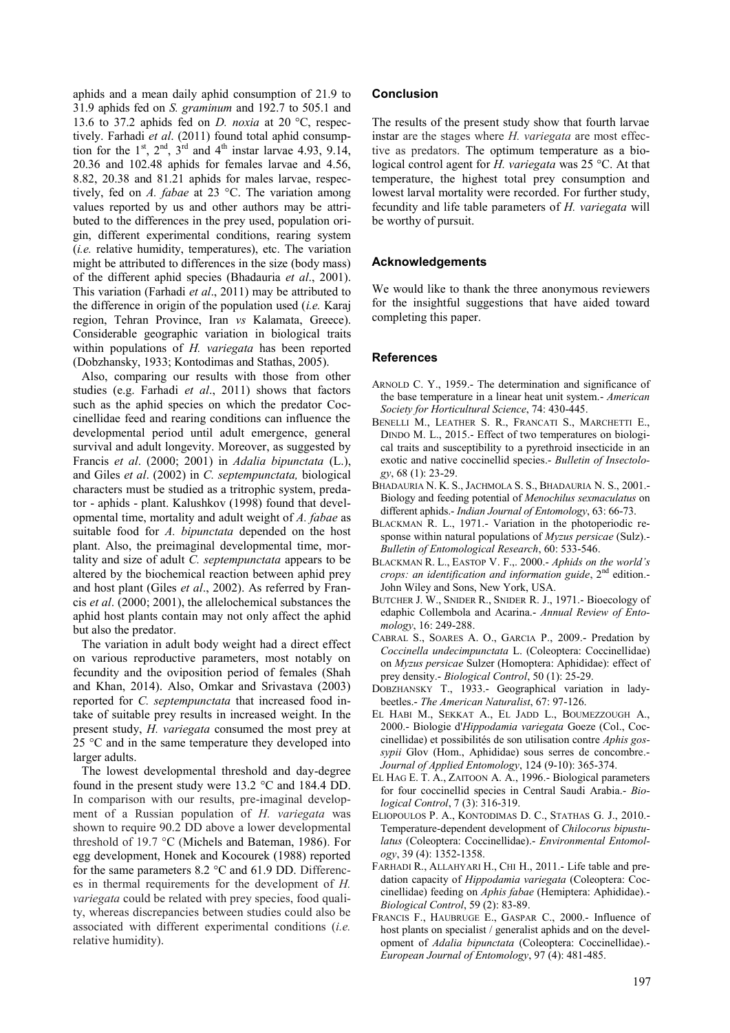aphids and a mean daily aphid consumption of 21.9 to 31.9 aphids fed on *S. graminum* and 192.7 to 505.1 and 13.6 to 37.2 aphids fed on *D. noxia* at 20 °C, respectively. Farhadi *et al*. (2011) found total aphid consumption for the $1^{st}$, $2^{nd}$, $3^{rd}$ and $4^{th}$ instar larvae 4.93, 9.14, 20.36 and 102.48 aphids for females larvae and 4.56, 8.82, 20.38 and 81.21 aphids for males larvae, respectively, fed on *A. fabae* at 23 °C. The variation among values reported by us and other authors may be attributed to the differences in the prey used, population origin, different experimental conditions, rearing system (*i.e.* relative humidity, temperatures), etc. The variation might be attributed to differences in the size (body mass) of the different aphid species (Bhadauria *et al*., 2001). This variation (Farhadi *et al*., 2011) may be attributed to the difference in origin of the population used (*i.e.* Karaj region, Tehran Province, Iran *vs* Kalamata, Greece). Considerable geographic variation in biological traits within populations of *H. variegata* has been reported (Dobzhansky, 1933; Kontodimas and Stathas, 2005).

Also, comparing our results with those from other studies (e.g. Farhadi *et al*., 2011) shows that factors such as the aphid species on which the predator Coccinellidae feed and rearing conditions can influence the developmental period until adult emergence, general survival and adult longevity. Moreover, as suggested by Francis *et al*. (2000; 2001) in *Adalia bipunctata* (L.), and Giles *et al*. (2002) in *C. septempunctata,* biological characters must be studied as a tritrophic system, predator - aphids - plant. Kalushkov (1998) found that developmental time, mortality and adult weight of *A. fabae* as suitable food for *A. bipunctata* depended on the host plant. Also, the preimaginal developmental time, mortality and size of adult *C. septempunctata* appears to be altered by the biochemical reaction between aphid prey and host plant (Giles *et al*., 2002). As referred by Francis *et al*. (2000; 2001), the allelochemical substances the aphid host plants contain may not only affect the aphid but also the predator.

The variation in adult body weight had a direct effect on various reproductive parameters, most notably on fecundity and the oviposition period of females (Shah and Khan, 2014). Also, Omkar and Srivastava (2003) reported for *C. septempunctata* that increased food intake of suitable prey results in increased weight. In the present study, *H. variegata* consumed the most prey at 25 °C and in the same temperature they developed into larger adults.

The lowest developmental threshold and day-degree found in the present study were 13.2 °C and 184.4 DD. In comparison with our results, pre-imaginal development of a Russian population of *H. variegata* was shown to require 90.2 DD above a lower developmental threshold of 19.7 °C (Michels and Bateman, 1986). For egg development, Honek and Kocourek (1988) reported for the same parameters 8.2 °C and 61.9 DD. Differences in thermal requirements for the development of *H. variegata* could be related with prey species, food quality, whereas discrepancies between studies could also be associated with different experimental conditions (*i.e.* relative humidity).

## Conclusion

The results of the present study show that fourth larvae instar are the stages where *H. variegata* are most effective as predators. The optimum temperature as a biological control agent for *H. variegata* was 25 °C. At that temperature, the highest total prey consumption and lowest larval mortality were recorded. For further study, fecundity and life table parameters of *H. variegata* will be worthy of pursuit.

## Acknowledgements

We would like to thank the three anonymous reviewers for the insightful suggestions that have aided toward completing this paper.

## References

ARNOLD C. Y., 1959.- The determination and significance of the base temperature in a linear heat unit system.- *American Society for Horticultural Science*, 74: 430-445.

BENELLI M., LEATHER S. R., FRANCATI S., MARCHETTI E., DINDO M. L., 2015.- Effect of two temperatures on biological traits and susceptibility to a pyrethroid insecticide in an exotic and native coccinellid species.- *Bulletin of Insectology*, 68 (1): 23-29.

BHADAURIA N. K. S., JACHMOLA S. S., BHADAURIA N. S., 2001.- Biology and feeding potential of *Menochilus sexmaculatus* on different aphids.- *Indian Journal of Entomology*, 63: 66-73.

BLACKMAN R. L., 1971.- Variation in the photoperiodic response within natural populations of *Myzus persicae* (Sulz).- *Bulletin of Entomological Research*, 60: 533-546.

BLACKMAN R. L., EASTOP V. F.,. 2000.- *Aphids on the world's crops: an identification and information guide*, $2^{nd}$ edition.- John Wiley and Sons, New York, USA.

BUTCHER J. W., SNIDER R., SNIDER R. J., 1971.- Bioecology of edaphic Collembola and Acarina.- *Annual Review of Entomology*, 16: 249-288.

CABRAL S., SOARES A. O., GARCIA P., 2009.- Predation by *Coccinella undecimpunctata* L. (Coleoptera: Coccinellidae) on *Myzus persicae* Sulzer (Homoptera: Aphididae): effect of prey density.- *Biological Control*, 50 (1): 25-29.

DOBZHANSKY T., 1933.- Geographical variation in ladybeetles.- *The American Naturalist*, 67: 97-126.

EL HABI M., SEKKAT A., EL JADD L., BOUMEZZOUGH A., 2000.- Biologie d'*Hippodamia variegata* Goeze (Col., Coccinellidae) et possibilités de son utilisation contre *Aphis gossypii* Glov (Hom., Aphididae) sous serres de concombre.- *Journal of Applied Entomology*, 124 (9-10): 365-374.

EL HAG E. T. A., ZAITOON A. A., 1996.- Biological parameters for four coccinellid species in Central Saudi Arabia.- *Biological Control*, 7 (3): 316-319.

ELIOPOULOS P. A., KONTODIMAS D. C., STATHAS G. J., 2010.- Temperature-dependent development of *Chilocorus bipustulatus* (Coleoptera: Coccinellidae).- *Environmental Entomology*, 39 (4): 1352-1358.

FARHADI R., ALLAHYARI H., CHI H., 2011.- Life table and predation capacity of *Hippodamia variegata* (Coleoptera: Coccinellidae) feeding on *Aphis fabae* (Hemiptera: Aphididae).- *Biological Control*, 59 (2): 83-89.

FRANCIS F., HAUBRUGE E., GASPAR C., 2000.- Influence of host plants on specialist / generalist aphids and on the development of *Adalia bipunctata* (Coleoptera: Coccinellidae).- *European Journal of Entomology*, 97 (4): 481-485.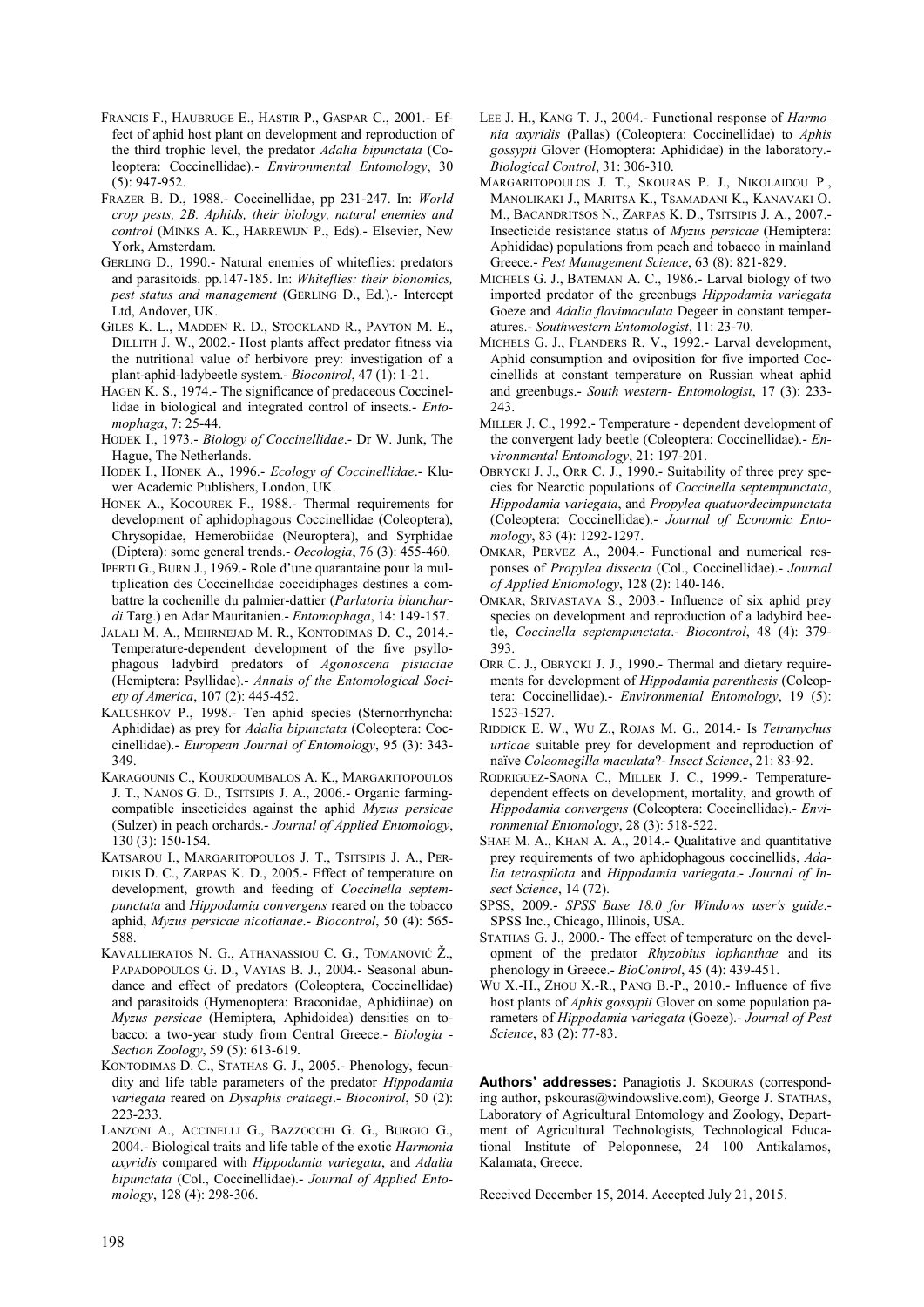FRANCIS F., HAUBRUGE E., HASTIR P., GASPAR C., 2001.- Effect of aphid host plant on development and reproduction of the third trophic level, the predator *Adalia bipunctata* (Coleoptera: Coccinellidae).- *Environmental Entomology*, 30 (5): 947-952.

FRAZER B. D., 1988.- Coccinellidae, pp 231-247. In: *World crop pests, 2B. Aphids, their biology, natural enemies and control* (MINKS A. K., HARREWIJN P., Eds).- Elsevier, New York, Amsterdam.

GERLING D., 1990.- Natural enemies of whiteflies: predators and parasitoids. pp.147-185. In: *Whiteflies: their bionomics, pest status and management* (GERLING D., Ed.).- Intercept Ltd, Andover, UK.

GILES K. L., MADDEN R. D., STOCKLAND R., PAYTON M. E., DILLITH J. W., 2002.- Host plants affect predator fitness via the nutritional value of herbivore prey: investigation of a plant-aphid-ladybeetle system.- *Biocontrol*, 47 (1): 1-21.

HAGEN K. S., 1974.- The significance of predaceous Coccinellidae in biological and integrated control of insects.- *Entomophaga*, 7: 25-44.

HODEK I., 1973.- *Biology of Coccinellidae*.- Dr W. Junk, The Hague, The Netherlands.

HODEK I., HONEK A., 1996.- *Ecology of Coccinellidae*.- Kluwer Academic Publishers, London, UK.

HONEK A., KOCOUREK F., 1988.- Thermal requirements for development of aphidophagous Coccinellidae (Coleoptera), Chrysopidae, Hemerobiidae (Neuroptera), and Syrphidae (Diptera): some general trends.- *Oecologia*, 76 (3): 455-460.

IPERTI G., BURN J., 1969.- Role d'une quarantaine pour la multiplication des Coccinellidae coccidiphages destines a combattre la cochenille du palmier-dattier (*Parlatoria blanchardi* Targ.) en Adar Mauritanien.- *Entomophaga*, 14: 149-157.

JALALI M. A., MEHRNEJAD M. R., KONTODIMAS D. C., 2014.- Temperature-dependent development of the five psyllophagous ladybird predators of *Agonoscena pistaciae* (Hemiptera: Psyllidae).- *Annals of the Entomological Society of America*, 107 (2): 445-452.

KALUSHKOV P., 1998.- Ten aphid species (Sternorrhyncha: Aphididae) as prey for *Adalia bipunctata* (Coleoptera: Coccinellidae).- *European Journal of Entomology*, 95 (3): 343-349.

KARAGOUNIS C., KOURDOUMBALOS A. K., MARGARITOPOULOS J. T., NANOS G. D., TSITSIPIS J. A., 2006.- Organic farming-compatible insecticides against the aphid *Myzus persicae* (Sulzer) in peach orchards.- *Journal of Applied Entomology*, 130 (3): 150-154.

KATSAROU I., MARGARITOPOULOS J. T., TSITSIPIS J. A., PERDIKIS D. C., ZARPAS K. D., 2005.- Effect of temperature on development, growth and feeding of *Coccinella septempunctata* and *Hippodamia convergens* reared on the tobacco aphid, *Myzus persicae nicotianae*.- *Biocontrol*, 50 (4): 565-588.

KAVALLIERATOS N. G., ATHANASSIOU C. G., TOMANOVIĆ Ž., PAPADOPOULOS G. D., VAYIAS B. J., 2004.- Seasonal abundance and effect of predators (Coleoptera, Coccinellidae) and parasitoids (Hymenoptera: Braconidae, Aphidiinae) on *Myzus persicae* (Hemiptera, Aphidoidea) densities on tobacco: a two-year study from Central Greece.- *Biologia - Section Zoology*, 59 (5): 613-619.

KONTODIMAS D. C., STATHAS G. J., 2005.- Phenology, fecundity and life table parameters of the predator *Hippodamia variegata* reared on *Dysaphis crataegi*.- *Biocontrol*, 50 (2): 223-233.

LANZONI A., ACCINELLI G., BAZZOCCHI G. G., BURGIO G., 2004.- Biological traits and life table of the exotic *Harmonia axyridis* compared with *Hippodamia variegata*, and *Adalia bipunctata* (Col., Coccinellidae).- *Journal of Applied Entomology*, 128 (4): 298-306.

LEE J. H., KANG T. J., 2004.- Functional response of *Harmonia axyridis* (Pallas) (Coleoptera: Coccinellidae) to *Aphis gossypii* Glover (Homoptera: Aphididae) in the laboratory.- *Biological Control*, 31: 306-310.

MARGARITOPOULOS J. T., SKOURAS P. J., NIKOLAIDOU P., MANOLIKAKI J., MARITSA K., TSAMADANI K., KANAVAKI O. M., BACANDRITSOS N., ZARPAS K. D., TSITSIPIS J. A., 2007.- Insecticide resistance status of *Myzus persicae* (Hemiptera: Aphididae) populations from peach and tobacco in mainland Greece.- *Pest Management Science*, 63 (8): 821-829.

MICHELS G. J., BATEMAN A. C., 1986.- Larval biology of two imported predator of the greenbugs *Hippodamia variegata* Goeze and *Adalia flavimaculata* Degeer in constant temperatures.- *Southwestern Entomologist*, 11: 23-70.

MICHELS G. J., FLANDERS R. V., 1992.- Larval development, Aphid consumption and oviposition for five imported Coccinellids at constant temperature on Russian wheat aphid and greenbugs.- *South western- Entomologist*, 17 (3): 233-243.

MILLER J. C., 1992.- Temperature - dependent development of the convergent lady beetle (Coleoptera: Coccinellidae).- *Environmental Entomology*, 21: 197-201.

OBRYCKI J. J., ORR C. J., 1990.- Suitability of three prey species for Nearctic populations of *Coccinella septempunctata*, *Hippodamia variegata*, and *Propylea quatuordecimpunctata* (Coleoptera: Coccinellidae).- *Journal of Economic Entomology*, 83 (4): 1292-1297.

OMKAR, PERVEZ A., 2004.- Functional and numerical responses of *Propylea dissecta* (Col., Coccinellidae).- *Journal of Applied Entomology*, 128 (2): 140-146.

OMKAR, SRIVASTAVA S., 2003.- Influence of six aphid prey species on development and reproduction of a ladybird beetle, *Coccinella septempunctata*.- *Biocontrol*, 48 (4): 379-393.

ORR C. J., OBRYCKI J. J., 1990.- Thermal and dietary requirements for development of *Hippodamia parenthesis* (Coleoptera: Coccinellidae).- *Environmental Entomology*, 19 (5): 1523-1527.

RIDDICK E. W., WU Z., ROJAS M. G., 2014.- Is *Tetranychus urticae* suitable prey for development and reproduction of naïve *Coleomegilla maculata*?- *Insect Science*, 21: 83-92.

RODRIGUEZ-SAONA C., MILLER J. C., 1999.- Temperature-dependent effects on development, mortality, and growth of *Hippodamia convergens* (Coleoptera: Coccinellidae).- *Environmental Entomology*, 28 (3): 518-522.

SHAH M. A., KHAN A. A., 2014.- Qualitative and quantitative prey requirements of two aphidophagous coccinellids, *Adalia tetraspilota* and *Hippodamia variegata*.- *Journal of Insect Science*, 14 (72).

SPSS, 2009.- *SPSS Base 18.0 for Windows user's guide*.- SPSS Inc., Chicago, Illinois, USA.

STATHAS G. J., 2000.- The effect of temperature on the development of the predator *Rhyzobius lophanthae* and its phenology in Greece.- *BioControl*, 45 (4): 439-451.

WU X.-H., ZHOU X.-R., PANG B.-P., 2010.- Influence of five host plants of *Aphis gossypii* Glover on some population parameters of *Hippodamia variegata* (Goeze).- *Journal of Pest Science*, 83 (2): 77-83.

**Authors' addresses:** Panagiotis J. SKOURAS (corresponding author, pskouras@windowslive.com), George J. STATHAS, Laboratory of Agricultural Entomology and Zoology, Department of Agricultural Technologists, Technological Educational Institute of Peloponnese, 24 100 Antikalamos, Kalamata, Greece.

Received December 15, 2014. Accepted July 21, 2015.